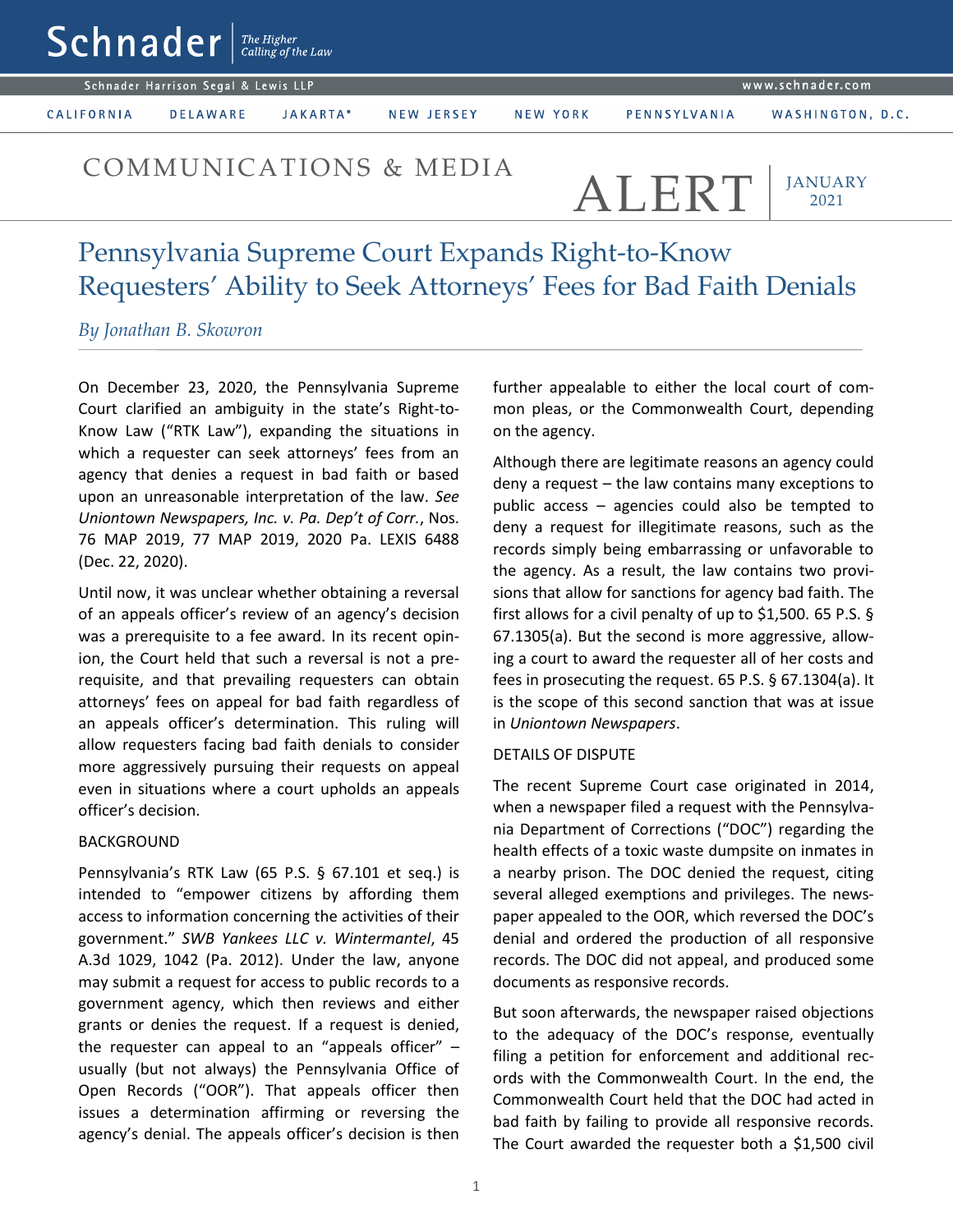Schnader | The Higher Calling of the Law

Schnader Harrison Segal & Lewis LLP — www.schnader.com

CALIFORNIA | DELAWARE | JAKARTA* | NEW JERSEY | NEW YORK | PENNSYLVANIA | WASHINGTON, D.C.

COMMUNICATIONS & MEDIA ALERT | JANUARY 2021

# Pennsylvania Supreme Court Expands Right-to-Know Requesters' Ability to Seek Attorneys' Fees for Bad Faith Denials

*By Jonathan B. Skowron*

On December 23, 2020, the Pennsylvania Supreme Court clarified an ambiguity in the state's Right-to-Know Law ("RTK Law"), expanding the situations in which a requester can seek attorneys' fees from an agency that denies a request in bad faith or based upon an unreasonable interpretation of the law. *See Uniontown Newspapers, Inc. v. Pa. Dep't of Corr.*, Nos. 76 MAP 2019, 77 MAP 2019, 2020 Pa. LEXIS 6488 (Dec. 22, 2020).

Until now, it was unclear whether obtaining a reversal of an appeals officer's review of an agency's decision was a prerequisite to a fee award. In its recent opinion, the Court held that such a reversal is not a prerequisite, and that prevailing requesters can obtain attorneys' fees on appeal for bad faith regardless of an appeals officer's determination. This ruling will allow requesters facing bad faith denials to consider more aggressively pursuing their requests on appeal even in situations where a court upholds an appeals officer's decision.

## BACKGROUND

Pennsylvania's RTK Law (65 P.S. § 67.101 et seq.) is intended to "empower citizens by affording them access to information concerning the activities of their government." *SWB Yankees LLC v. Wintermantel*, 45 A.3d 1029, 1042 (Pa. 2012). Under the law, anyone may submit a request for access to public records to a government agency, which then reviews and either grants or denies the request. If a request is denied, the requester can appeal to an "appeals officer" – usually (but not always) the Pennsylvania Office of Open Records ("OOR"). That appeals officer then issues a determination affirming or reversing the agency's denial. The appeals officer's decision is then further appealable to either the local court of common pleas, or the Commonwealth Court, depending on the agency.

Although there are legitimate reasons an agency could deny a request – the law contains many exceptions to public access – agencies could also be tempted to deny a request for illegitimate reasons, such as the records simply being embarrassing or unfavorable to the agency. As a result, the law contains two provisions that allow for sanctions for agency bad faith. The first allows for a civil penalty of up to $1,500. 65 P.S. § 67.1305(a). But the second is more aggressive, allowing a court to award the requester all of her costs and fees in prosecuting the request. 65 P.S. § 67.1304(a). It is the scope of this second sanction that was at issue in *Uniontown Newspapers*.

## DETAILS OF DISPUTE

The recent Supreme Court case originated in 2014, when a newspaper filed a request with the Pennsylvania Department of Corrections ("DOC") regarding the health effects of a toxic waste dumpsite on inmates in a nearby prison. The DOC denied the request, citing several alleged exemptions and privileges. The newspaper appealed to the OOR, which reversed the DOC's denial and ordered the production of all responsive records. The DOC did not appeal, and produced some documents as responsive records.

But soon afterwards, the newspaper raised objections to the adequacy of the DOC's response, eventually filing a petition for enforcement and additional records with the Commonwealth Court. In the end, the Commonwealth Court held that the DOC had acted in bad faith by failing to provide all responsive records. The Court awarded the requester both a $1,500 civil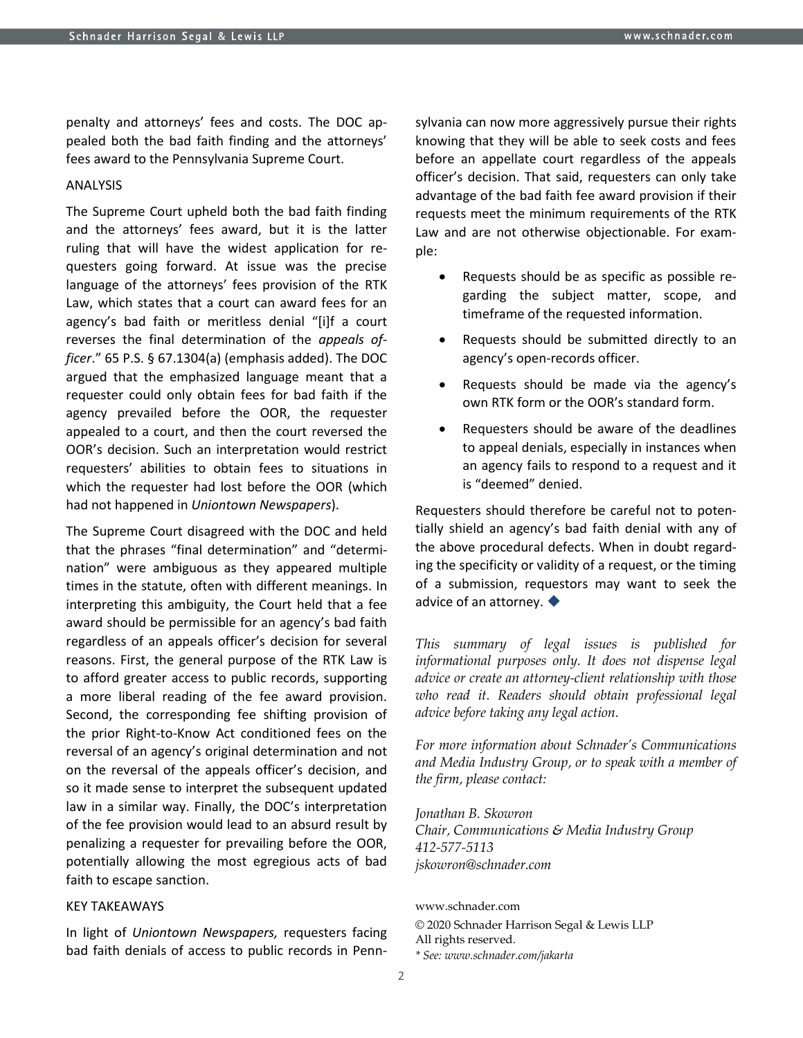penalty and attorneys' fees and costs. The DOC appealed both the bad faith finding and the attorneys' fees award to the Pennsylvania Supreme Court.

## ANALYSIS

The Supreme Court upheld both the bad faith finding and the attorneys' fees award, but it is the latter ruling that will have the widest application for requesters going forward. At issue was the precise language of the attorneys' fees provision of the RTK Law, which states that a court can award fees for an agency's bad faith or meritless denial "[i]f a court reverses the final determination of the *appeals officer*." 65 P.S. § 67.1304(a) (emphasis added). The DOC argued that the emphasized language meant that a requester could only obtain fees for bad faith if the agency prevailed before the OOR, the requester appealed to a court, and then the court reversed the OOR's decision. Such an interpretation would restrict requesters' abilities to obtain fees to situations in which the requester had lost before the OOR (which had not happened in *Uniontown Newspapers*).

The Supreme Court disagreed with the DOC and held that the phrases "final determination" and "determination" were ambiguous as they appeared multiple times in the statute, often with different meanings. In interpreting this ambiguity, the Court held that a fee award should be permissible for an agency's bad faith regardless of an appeals officer's decision for several reasons. First, the general purpose of the RTK Law is to afford greater access to public records, supporting a more liberal reading of the fee award provision. Second, the corresponding fee shifting provision of the prior Right-to-Know Act conditioned fees on the reversal of an agency's original determination and not on the reversal of the appeals officer's decision, and so it made sense to interpret the subsequent updated law in a similar way. Finally, the DOC's interpretation of the fee provision would lead to an absurd result by penalizing a requester for prevailing before the OOR, potentially allowing the most egregious acts of bad faith to escape sanction.

## KEY TAKEAWAYS

In light of *Uniontown Newspapers,* requesters facing bad faith denials of access to public records in Pennsylvania can now more aggressively pursue their rights knowing that they will be able to seek costs and fees before an appellate court regardless of the appeals officer's decision. That said, requesters can only take advantage of the bad faith fee award provision if their requests meet the minimum requirements of the RTK Law and are not otherwise objectionable. For example:

- Requests should be as specific as possible regarding the subject matter, scope, and timeframe of the requested information.
- Requests should be submitted directly to an agency's open-records officer.
- Requests should be made via the agency's own RTK form or the OOR's standard form.
- Requesters should be aware of the deadlines to appeal denials, especially in instances when an agency fails to respond to a request and it is "deemed" denied.

Requesters should therefore be careful not to potentially shield an agency's bad faith denial with any of the above procedural defects. When in doubt regarding the specificity or validity of a request, or the timing of a submission, requestors may want to seek the advice of an attorney. ◆

*This summary of legal issues is published for informational purposes only. It does not dispense legal advice or create an attorney-client relationship with those who read it. Readers should obtain professional legal advice before taking any legal action.*

*For more information about Schnader's Communications and Media Industry Group, or to speak with a member of the firm, please contact:*

*Jonathan B. Skowron*
*Chair, Communications & Media Industry Group*
*412-577-5113*
*jskowron@schnader.com*

www.schnader.com

© 2020 Schnader Harrison Segal & Lewis LLP
All rights reserved.

*\* See: www.schnader.com/jakarta*